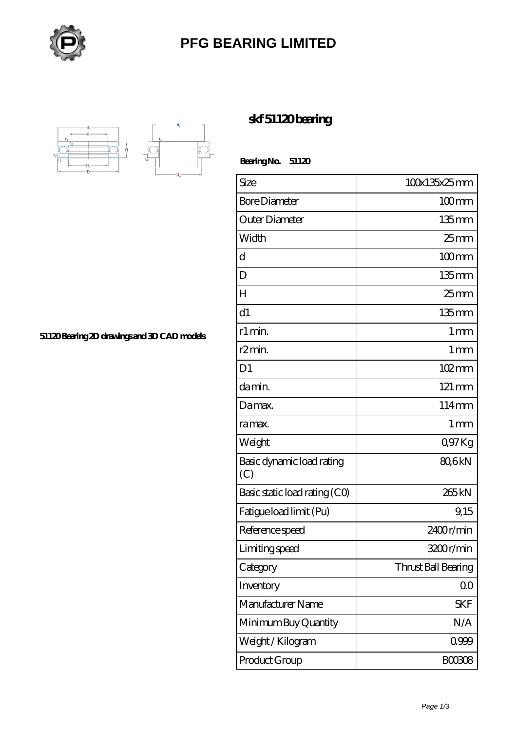# PFG BEARING LIMITED

## skf 51120 bearing

51120 Bearing 2D drawings and 3D CAD models

**Bearing No. 51120**

| Size | 100x135x25 mm |
|---|---|
| Bore Diameter | 100 mm |
| Outer Diameter | 135 mm |
| Width | 25 mm |
| d | 100 mm |
| D | 135 mm |
| H | 25 mm |
| d1 | 135 mm |
| r1 min. | 1 mm |
| r2 min. | 1 mm |
| D1 | 102 mm |
| da min. | 121 mm |
| Da max. | 114 mm |
| ra max. | 1 mm |
| Weight | 0,97 Kg |
| Basic dynamic load rating (C) | 80,6 kN |
| Basic static load rating (C0) | 265 kN |
| Fatigue load limit (Pu) | 9,15 |
| Reference speed | 2400 r/min |
| Limiting speed | 3200 r/min |
| Category | Thrust Ball Bearing |
| Inventory | 0.0 |
| Manufacturer Name | SKF |
| Minimum Buy Quantity | N/A |
| Weight / Kilogram | 0.999 |
| Product Group | B00308 |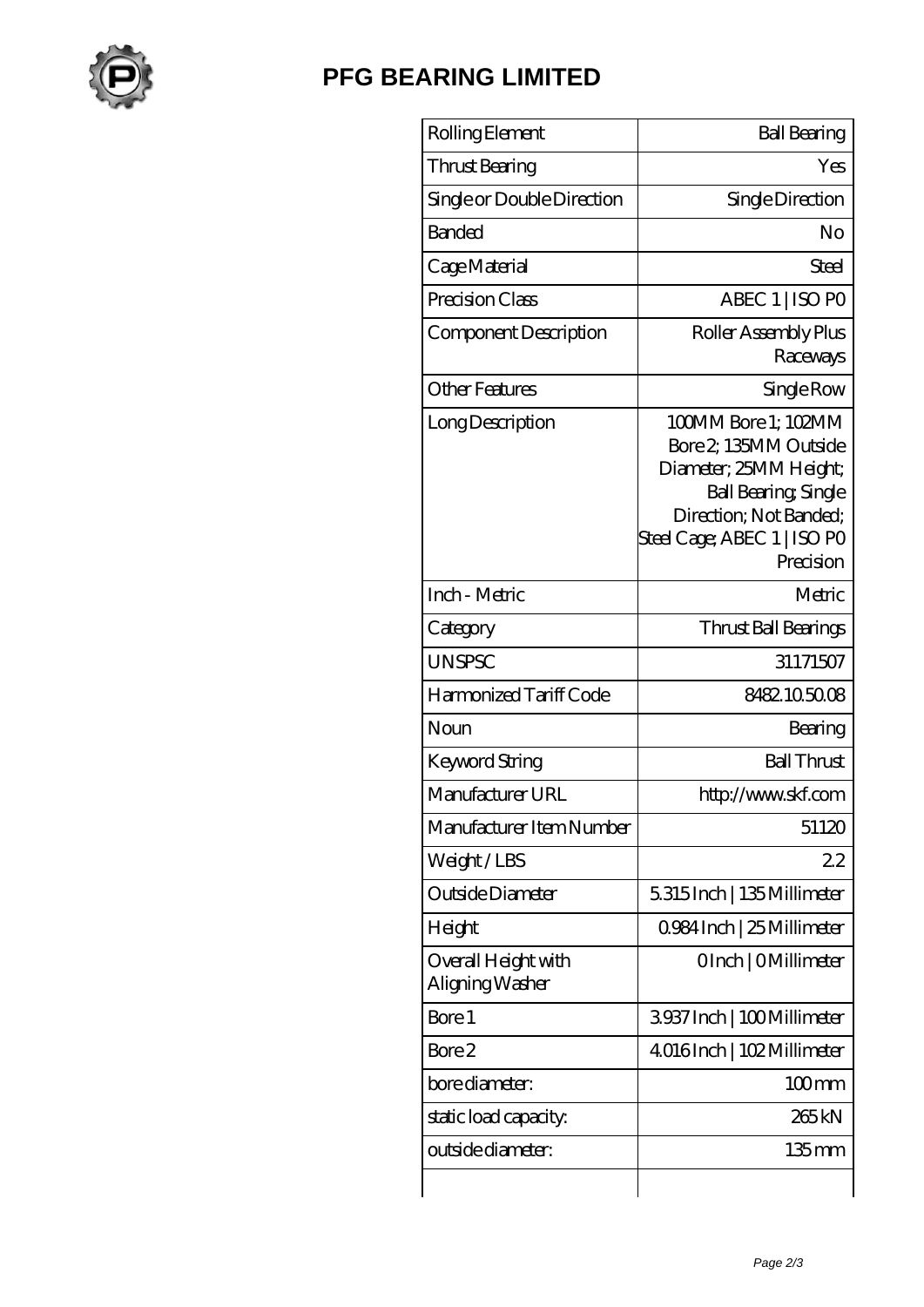# PFG BEARING LIMITED

| Rolling Element | Ball Bearing |
| --- | --- |
| Thrust Bearing | Yes |
| Single or Double Direction | Single Direction |
| Banded | No |
| Cage Material | Steel |
| Precision Class | ABEC 1 \| ISO P0 |
| Component Description | Roller Assembly Plus Raceways |
| Other Features | Single Row |
| Long Description | 100MM Bore 1; 102MM Bore 2; 135MM Outside Diameter; 25MM Height; Ball Bearing; Single Direction; Not Banded; Steel Cage; ABEC 1 \| ISO P0 Precision |
| Inch - Metric | Metric |
| Category | Thrust Ball Bearings |
| UNSPSC | 31171507 |
| Harmonized Tariff Code | 8482.10.50.08 |
| Noun | Bearing |
| Keyword String | Ball Thrust |
| Manufacturer URL | http://www.skf.com |
| Manufacturer Item Number | 51120 |
| Weight / LBS | 2.2 |
| Outside Diameter | 5.315 Inch \| 135 Millimeter |
| Height | 0.984 Inch \| 25 Millimeter |
| Overall Height with Aligning Washer | 0 Inch \| 0 Millimeter |
| Bore 1 | 3.937 Inch \| 100 Millimeter |
| Bore 2 | 4.016 Inch \| 102 Millimeter |
| bore diameter: | 100 mm |
| static load capacity: | 265 kN |
| outside diameter: | 135 mm |
| | |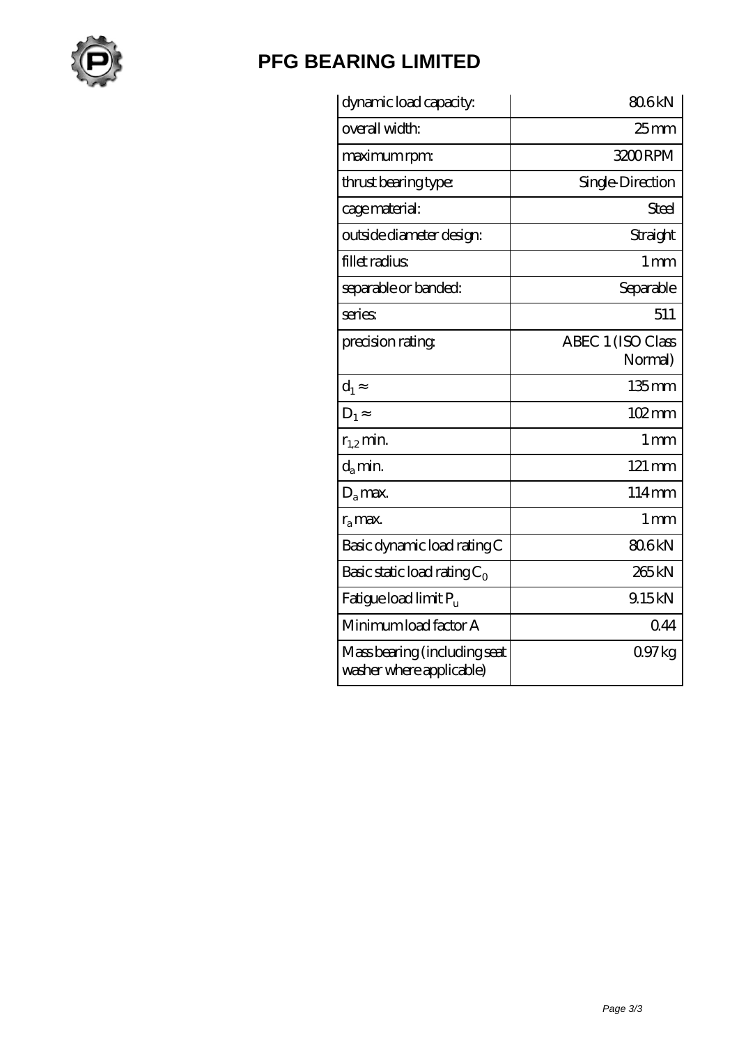| | |
|---|---|
| dynamic load capacity: | 80.6 kN |
| overall width: | 25 mm |
| maximum rpm: | 3200 RPM |
| thrust bearing type: | Single-Direction |
| cage material: | Steel |
| outside diameter design: | Straight |
| fillet radius: | 1 mm |
| separable or banded: | Separable |
| series: | 511 |
| precision rating: | ABEC 1 (ISO Class Normal) |
| $d_1 \approx$ | 135 mm |
| $D_1 \approx$ | 102 mm |
| $r_{1,2}$ min. | 1 mm |
| $d_a$ min. | 121 mm |
| $D_a$ max. | 114 mm |
| $r_a$ max. | 1 mm |
| Basic dynamic load rating C | 80.6 kN |
| Basic static load rating $C_0$ | 265 kN |
| Fatigue load limit $P_u$ | 9.15 kN |
| Minimum load factor A | 0.44 |
| Mass bearing (including seat washer where applicable) | 0.97 kg |